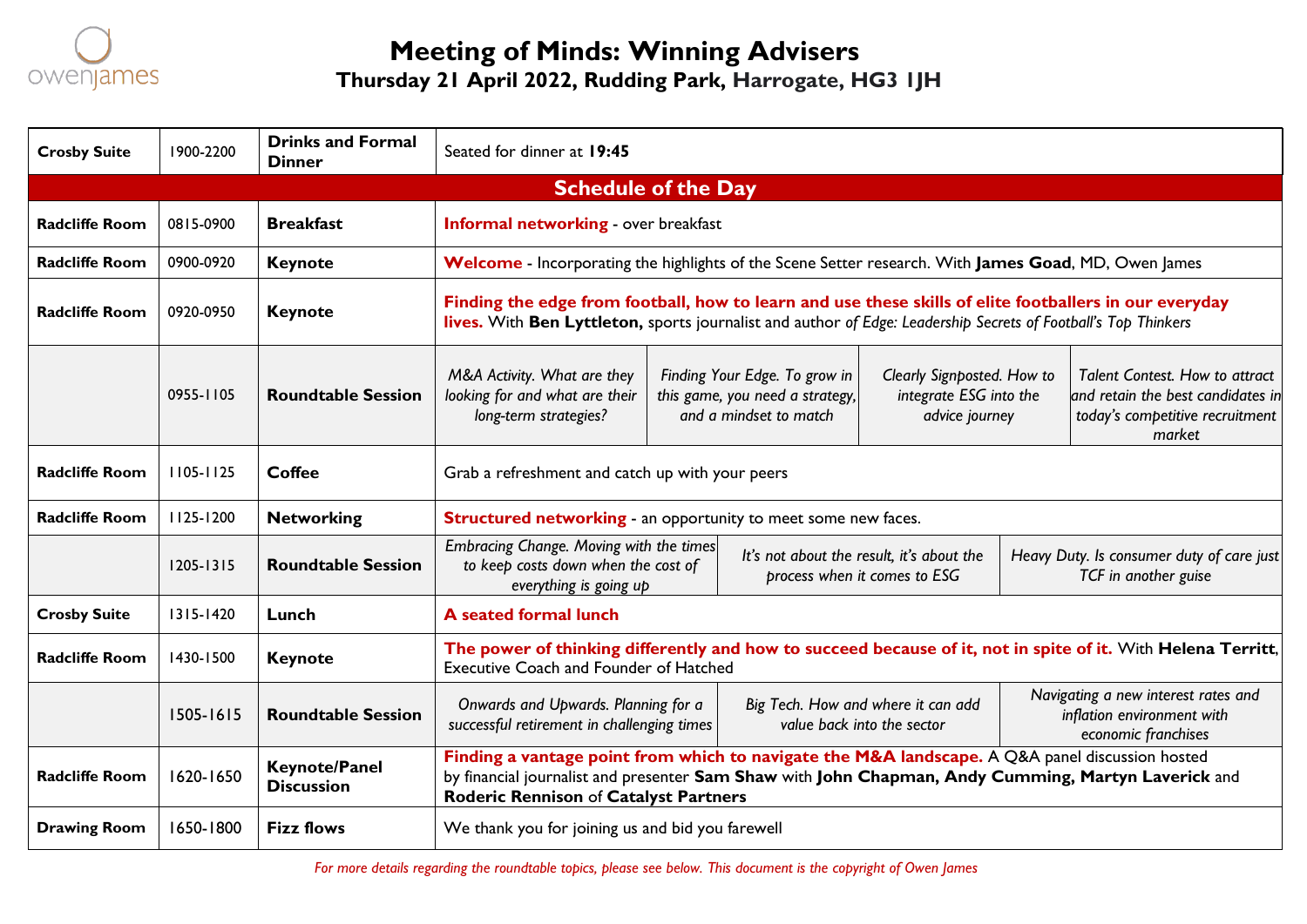owenjames

# Meeting of Minds: Winning Advisers

## Thursday 21 April 2022, Rudding Park, Harrogate, HG3 1JH

| | | | | | | |
|---|---|---|---|---|---|---|
| **Crosby Suite** | 1900-2200 | **Drinks and Formal Dinner** | Seated for dinner at **19:45** | | | |
| **Schedule of the Day** | | | | | | |
| **Radcliffe Room** | 0815-0900 | **Breakfast** | **Informal networking** - over breakfast | | | |
| **Radcliffe Room** | 0900-0920 | **Keynote** | **Welcome** - Incorporating the highlights of the Scene Setter research. With **James Goad**, MD, Owen James | | | |
| **Radcliffe Room** | 0920-0950 | **Keynote** | **Finding the edge from football, how to learn and use these skills of elite footballers in our everyday lives.** With **Ben Lyttleton,** sports journalist and author *of Edge: Leadership Secrets of Football's Top Thinkers* | | | |
| | 0955-1105 | **Roundtable Session** | *M&A Activity. What are they looking for and what are their long-term strategies?* | *Finding Your Edge. To grow in this game, you need a strategy, and a mindset to match* | *Clearly Signposted. How to integrate ESG into the advice journey* | *Talent Contest. How to attract and retain the best candidates in today's competitive recruitment market* |
| **Radcliffe Room** | 1105-1125 | **Coffee** | Grab a refreshment and catch up with your peers | | | |
| **Radcliffe Room** | 1125-1200 | **Networking** | **Structured networking** - an opportunity to meet some new faces. | | | |
| | 1205-1315 | **Roundtable Session** | *Embracing Change. Moving with the times to keep costs down when the cost of everything is going up* | *It's not about the result, it's about the process when it comes to ESG* | *Heavy Duty. Is consumer duty of care just TCF in another guise* | |
| **Crosby Suite** | 1315-1420 | **Lunch** | **A seated formal lunch** | | | |
| **Radcliffe Room** | 1430-1500 | **Keynote** | **The power of thinking differently and how to succeed because of it, not in spite of it.** With **Helena Territt**, Executive Coach and Founder of Hatched | | | |
| | 1505-1615 | **Roundtable Session** | *Onwards and Upwards. Planning for a successful retirement in challenging times* | *Big Tech. How and where it can add value back into the sector* | *Navigating a new interest rates and inflation environment with economic franchises* | |
| **Radcliffe Room** | 1620-1650 | **Keynote/Panel Discussion** | **Finding a vantage point from which to navigate the M&A landscape.** A Q&A panel discussion hosted by financial journalist and presenter **Sam Shaw** with **John Chapman, Andy Cumming, Martyn Laverick** and **Roderic Rennison** of **Catalyst Partners** | | | |
| **Drawing Room** | 1650-1800 | **Fizz flows** | We thank you for joining us and bid you farewell | | | |

*For more details regarding the roundtable topics, please see below. This document is the copyright of Owen James*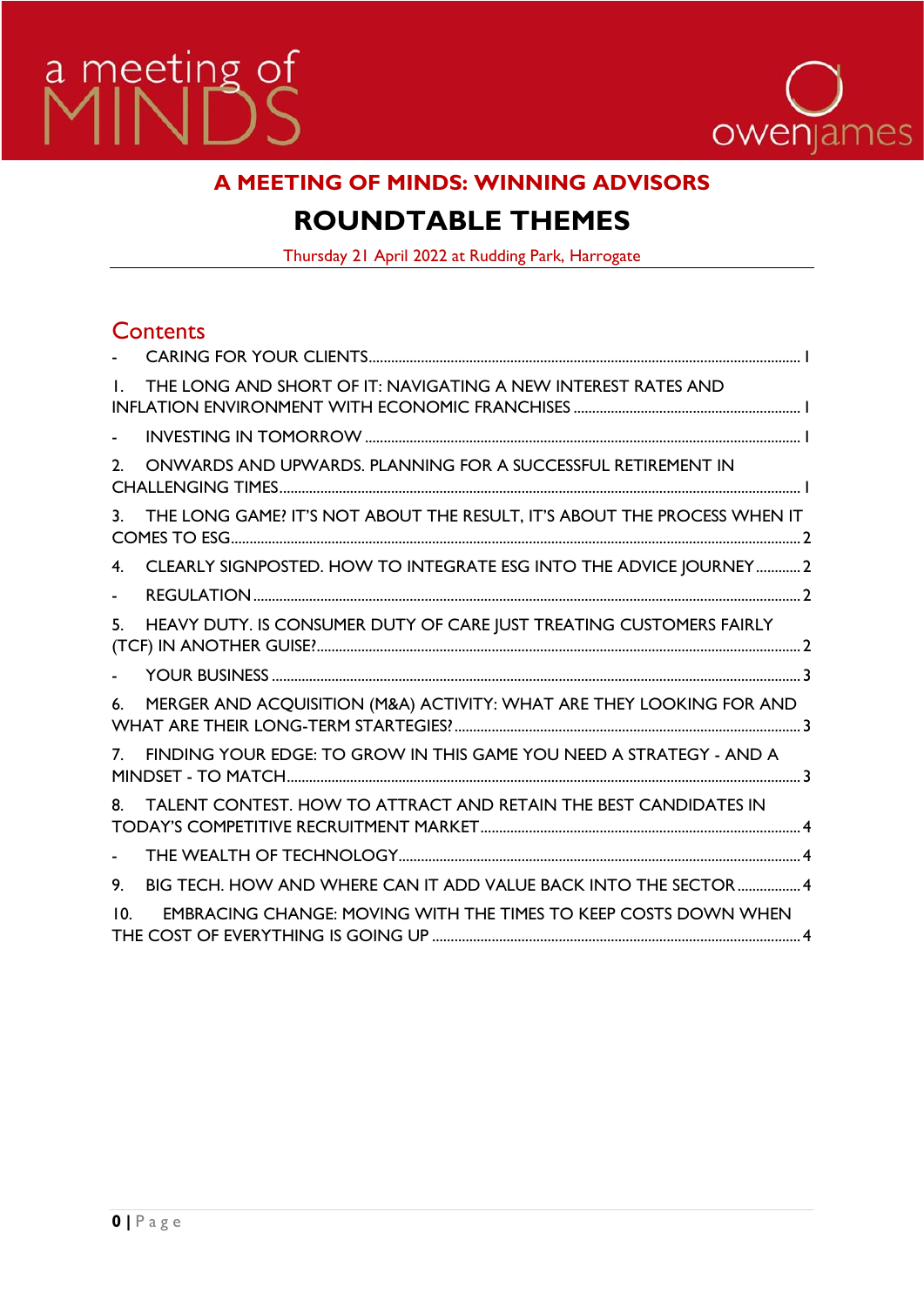a meeting of MINDS

owenjames

## A MEETING OF MINDS: WINNING ADVISORS

# ROUNDTABLE THEMES

Thursday 21 April 2022 at Rudding Park, Harrogate

## Contents

- CARING FOR YOUR CLIENTS ..... 1
1. THE LONG AND SHORT OF IT: NAVIGATING A NEW INTEREST RATES AND INFLATION ENVIRONMENT WITH ECONOMIC FRANCHISES ..... 1
- INVESTING IN TOMORROW ..... 1
2. ONWARDS AND UPWARDS. PLANNING FOR A SUCCESSFUL RETIREMENT IN CHALLENGING TIMES ..... 1
3. THE LONG GAME? IT'S NOT ABOUT THE RESULT, IT'S ABOUT THE PROCESS WHEN IT COMES TO ESG ..... 2
4. CLEARLY SIGNPOSTED. HOW TO INTEGRATE ESG INTO THE ADVICE JOURNEY ..... 2
- REGULATION ..... 2
5. HEAVY DUTY. IS CONSUMER DUTY OF CARE JUST TREATING CUSTOMERS FAIRLY (TCF) IN ANOTHER GUISE? ..... 2
- YOUR BUSINESS ..... 3
6. MERGER AND ACQUISITION (M&A) ACTIVITY: WHAT ARE THEY LOOKING FOR AND WHAT ARE THEIR LONG-TERM STARTEGIES? ..... 3
7. FINDING YOUR EDGE: TO GROW IN THIS GAME YOU NEED A STRATEGY - AND A MINDSET - TO MATCH ..... 3
8. TALENT CONTEST. HOW TO ATTRACT AND RETAIN THE BEST CANDIDATES IN TODAY'S COMPETITIVE RECRUITMENT MARKET ..... 4
- THE WEALTH OF TECHNOLOGY ..... 4
9. BIG TECH. HOW AND WHERE CAN IT ADD VALUE BACK INTO THE SECTOR ..... 4
10. EMBRACING CHANGE: MOVING WITH THE TIMES TO KEEP COSTS DOWN WHEN THE COST OF EVERYTHING IS GOING UP ..... 4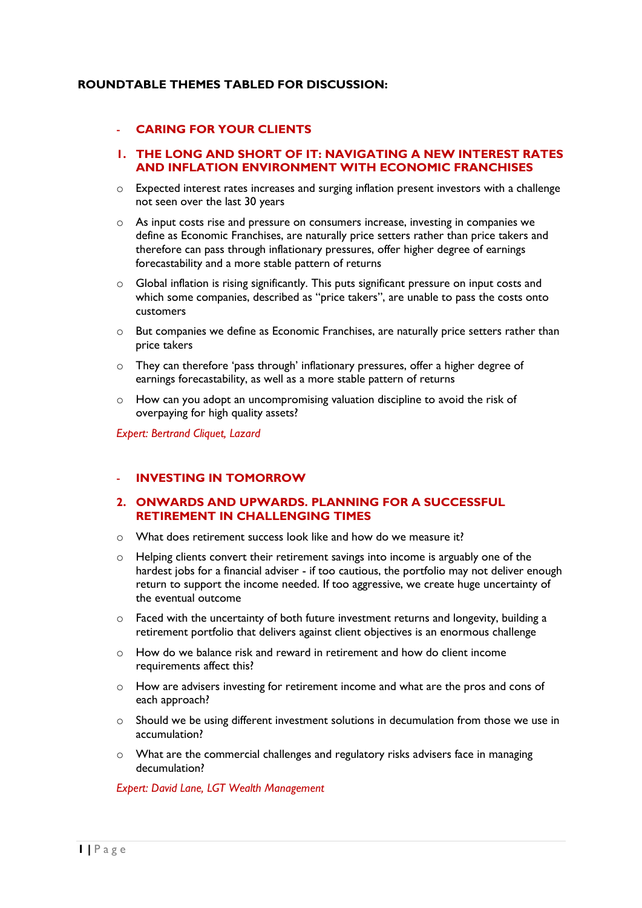**ROUNDTABLE THEMES TABLED FOR DISCUSSION:**

- **CARING FOR YOUR CLIENTS**

## 1. THE LONG AND SHORT OF IT: NAVIGATING A NEW INTEREST RATES AND INFLATION ENVIRONMENT WITH ECONOMIC FRANCHISES

- Expected interest rates increases and surging inflation present investors with a challenge not seen over the last 30 years
- As input costs rise and pressure on consumers increase, investing in companies we define as Economic Franchises, are naturally price setters rather than price takers and therefore can pass through inflationary pressures, offer higher degree of earnings forecastability and a more stable pattern of returns
- Global inflation is rising significantly. This puts significant pressure on input costs and which some companies, described as "price takers", are unable to pass the costs onto customers
- But companies we define as Economic Franchises, are naturally price setters rather than price takers
- They can therefore 'pass through' inflationary pressures, offer a higher degree of earnings forecastability, as well as a more stable pattern of returns
- How can you adopt an uncompromising valuation discipline to avoid the risk of overpaying for high quality assets?

*Expert: Bertrand Cliquet, Lazard*

- **INVESTING IN TOMORROW**

## 2. ONWARDS AND UPWARDS. PLANNING FOR A SUCCESSFUL RETIREMENT IN CHALLENGING TIMES

- What does retirement success look like and how do we measure it?
- Helping clients convert their retirement savings into income is arguably one of the hardest jobs for a financial adviser - if too cautious, the portfolio may not deliver enough return to support the income needed. If too aggressive, we create huge uncertainty of the eventual outcome
- Faced with the uncertainty of both future investment returns and longevity, building a retirement portfolio that delivers against client objectives is an enormous challenge
- How do we balance risk and reward in retirement and how do client income requirements affect this?
- How are advisers investing for retirement income and what are the pros and cons of each approach?
- Should we be using different investment solutions in decumulation from those we use in accumulation?
- What are the commercial challenges and regulatory risks advisers face in managing decumulation?

*Expert: David Lane, LGT Wealth Management*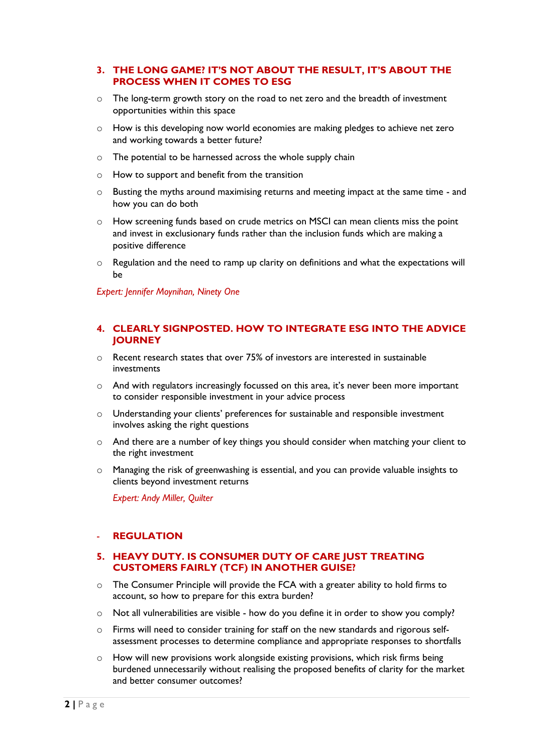### 3. THE LONG GAME? IT'S NOT ABOUT THE RESULT, IT'S ABOUT THE PROCESS WHEN IT COMES TO ESG

- The long-term growth story on the road to net zero and the breadth of investment opportunities within this space
- How is this developing now world economies are making pledges to achieve net zero and working towards a better future?
- The potential to be harnessed across the whole supply chain
- How to support and benefit from the transition
- Busting the myths around maximising returns and meeting impact at the same time - and how you can do both
- How screening funds based on crude metrics on MSCI can mean clients miss the point and invest in exclusionary funds rather than the inclusion funds which are making a positive difference
- Regulation and the need to ramp up clarity on definitions and what the expectations will be

*Expert: Jennifer Moynihan, Ninety One*

### 4. CLEARLY SIGNPOSTED. HOW TO INTEGRATE ESG INTO THE ADVICE JOURNEY

- Recent research states that over 75% of investors are interested in sustainable investments
- And with regulators increasingly focussed on this area, it's never been more important to consider responsible investment in your advice process
- Understanding your clients' preferences for sustainable and responsible investment involves asking the right questions
- And there are a number of key things you should consider when matching your client to the right investment
- Managing the risk of greenwashing is essential, and you can provide valuable insights to clients beyond investment returns

  *Expert: Andy Miller, Quilter*

## - REGULATION

### 5. HEAVY DUTY. IS CONSUMER DUTY OF CARE JUST TREATING CUSTOMERS FAIRLY (TCF) IN ANOTHER GUISE?

- The Consumer Principle will provide the FCA with a greater ability to hold firms to account, so how to prepare for this extra burden?
- Not all vulnerabilities are visible - how do you define it in order to show you comply?
- Firms will need to consider training for staff on the new standards and rigorous self-assessment processes to determine compliance and appropriate responses to shortfalls
- How will new provisions work alongside existing provisions, which risk firms being burdened unnecessarily without realising the proposed benefits of clarity for the market and better consumer outcomes?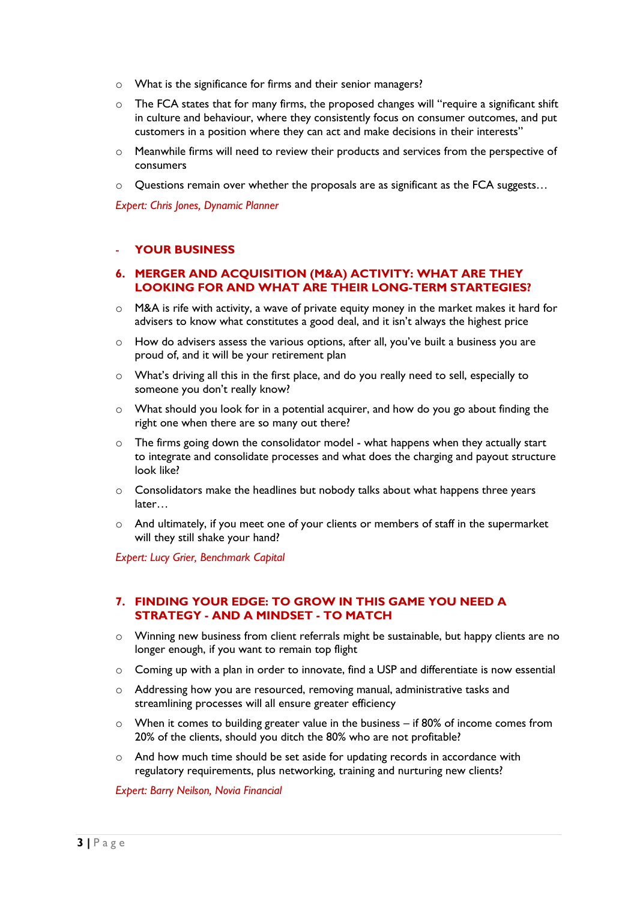- What is the significance for firms and their senior managers?
- The FCA states that for many firms, the proposed changes will "require a significant shift in culture and behaviour, where they consistently focus on consumer outcomes, and put customers in a position where they can act and make decisions in their interests"
- Meanwhile firms will need to review their products and services from the perspective of consumers
- Questions remain over whether the proposals are as significant as the FCA suggests…

*Expert: Chris Jones, Dynamic Planner*

## - YOUR BUSINESS

### 6. MERGER AND ACQUISITION (M&A) ACTIVITY: WHAT ARE THEY LOOKING FOR AND WHAT ARE THEIR LONG-TERM STARTEGIES?

- M&A is rife with activity, a wave of private equity money in the market makes it hard for advisers to know what constitutes a good deal, and it isn't always the highest price
- How do advisers assess the various options, after all, you've built a business you are proud of, and it will be your retirement plan
- What's driving all this in the first place, and do you really need to sell, especially to someone you don't really know?
- What should you look for in a potential acquirer, and how do you go about finding the right one when there are so many out there?
- The firms going down the consolidator model - what happens when they actually start to integrate and consolidate processes and what does the charging and payout structure look like?
- Consolidators make the headlines but nobody talks about what happens three years later…
- And ultimately, if you meet one of your clients or members of staff in the supermarket will they still shake your hand?

*Expert: Lucy Grier, Benchmark Capital*

### 7. FINDING YOUR EDGE: TO GROW IN THIS GAME YOU NEED A STRATEGY - AND A MINDSET - TO MATCH

- Winning new business from client referrals might be sustainable, but happy clients are no longer enough, if you want to remain top flight
- Coming up with a plan in order to innovate, find a USP and differentiate is now essential
- Addressing how you are resourced, removing manual, administrative tasks and streamlining processes will all ensure greater efficiency
- When it comes to building greater value in the business – if 80% of income comes from 20% of the clients, should you ditch the 80% who are not profitable?
- And how much time should be set aside for updating records in accordance with regulatory requirements, plus networking, training and nurturing new clients?

*Expert: Barry Neilson, Novia Financial*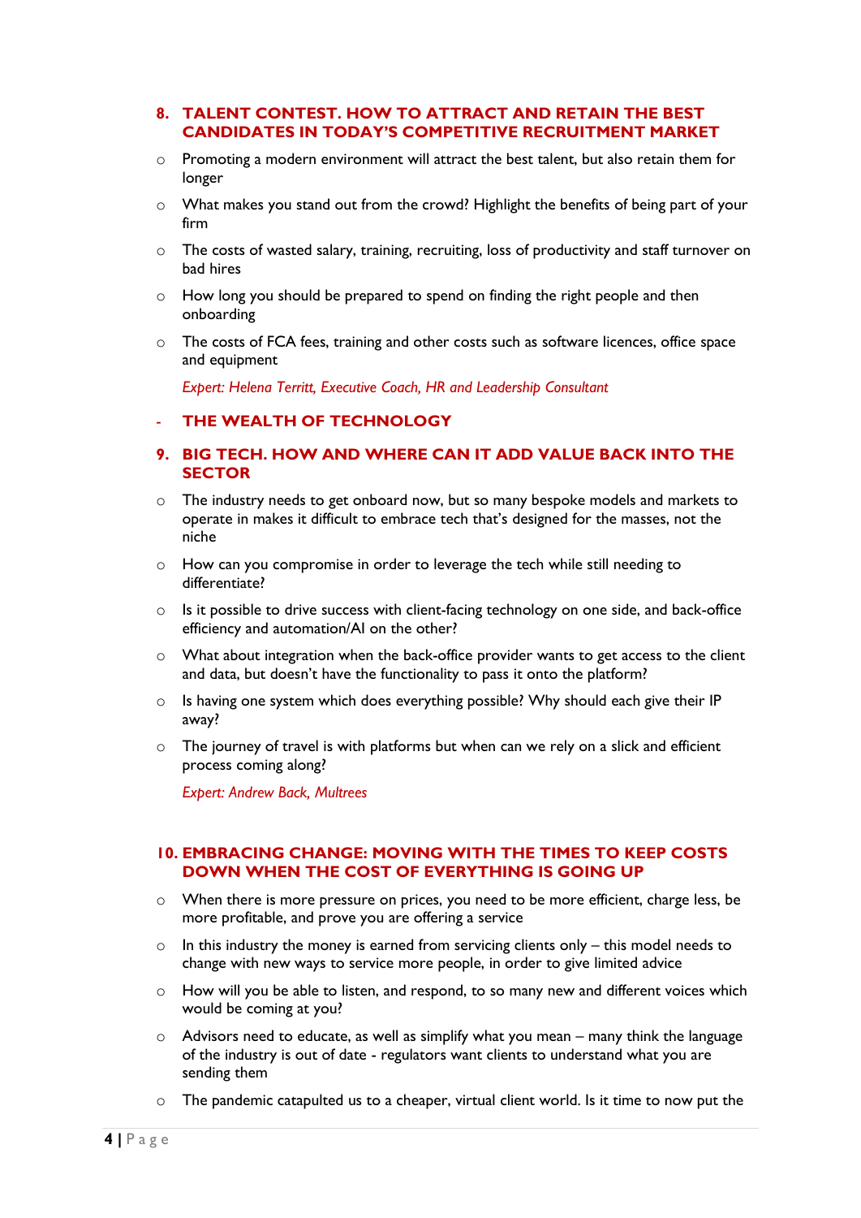## 8. TALENT CONTEST. HOW TO ATTRACT AND RETAIN THE BEST CANDIDATES IN TODAY'S COMPETITIVE RECRUITMENT MARKET

- Promoting a modern environment will attract the best talent, but also retain them for longer
- What makes you stand out from the crowd? Highlight the benefits of being part of your firm
- The costs of wasted salary, training, recruiting, loss of productivity and staff turnover on bad hires
- How long you should be prepared to spend on finding the right people and then onboarding
- The costs of FCA fees, training and other costs such as software licences, office space and equipment

*Expert: Helena Territt, Executive Coach, HR and Leadership Consultant*

## - THE WEALTH OF TECHNOLOGY

## 9. BIG TECH. HOW AND WHERE CAN IT ADD VALUE BACK INTO THE SECTOR

- The industry needs to get onboard now, but so many bespoke models and markets to operate in makes it difficult to embrace tech that's designed for the masses, not the niche
- How can you compromise in order to leverage the tech while still needing to differentiate?
- Is it possible to drive success with client-facing technology on one side, and back-office efficiency and automation/AI on the other?
- What about integration when the back-office provider wants to get access to the client and data, but doesn't have the functionality to pass it onto the platform?
- Is having one system which does everything possible? Why should each give their IP away?
- The journey of travel is with platforms but when can we rely on a slick and efficient process coming along?

*Expert: Andrew Back, Multrees*

## 10. EMBRACING CHANGE: MOVING WITH THE TIMES TO KEEP COSTS DOWN WHEN THE COST OF EVERYTHING IS GOING UP

- When there is more pressure on prices, you need to be more efficient, charge less, be more profitable, and prove you are offering a service
- In this industry the money is earned from servicing clients only – this model needs to change with new ways to service more people, in order to give limited advice
- How will you be able to listen, and respond, to so many new and different voices which would be coming at you?
- Advisors need to educate, as well as simplify what you mean – many think the language of the industry is out of date - regulators want clients to understand what you are sending them
- The pandemic catapulted us to a cheaper, virtual client world. Is it time to now put the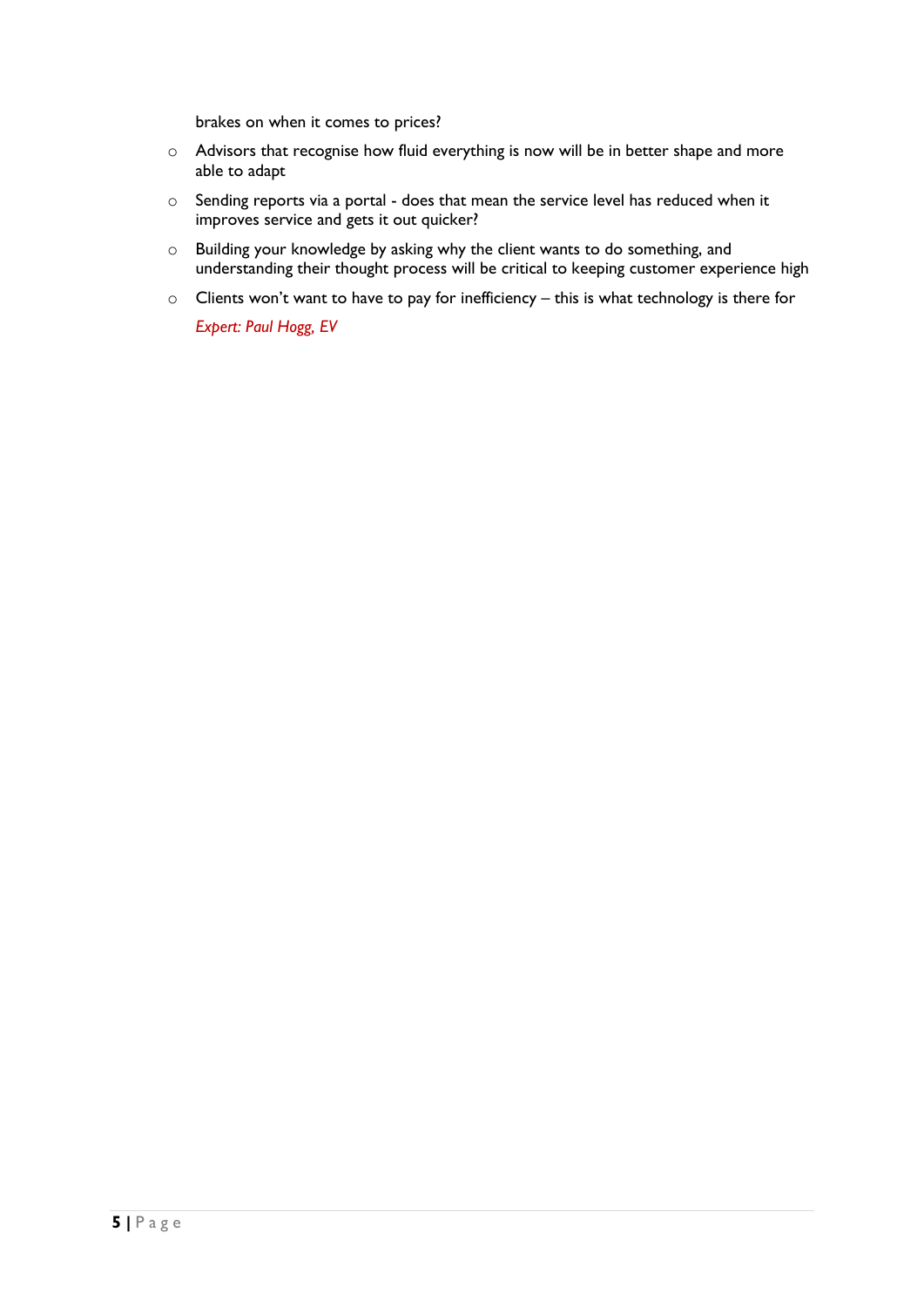brakes on when it comes to prices?

- Advisors that recognise how fluid everything is now will be in better shape and more able to adapt
- Sending reports via a portal - does that mean the service level has reduced when it improves service and gets it out quicker?
- Building your knowledge by asking why the client wants to do something, and understanding their thought process will be critical to keeping customer experience high
- Clients won't want to have to pay for inefficiency – this is what technology is there for

*Expert: Paul Hogg, EV*